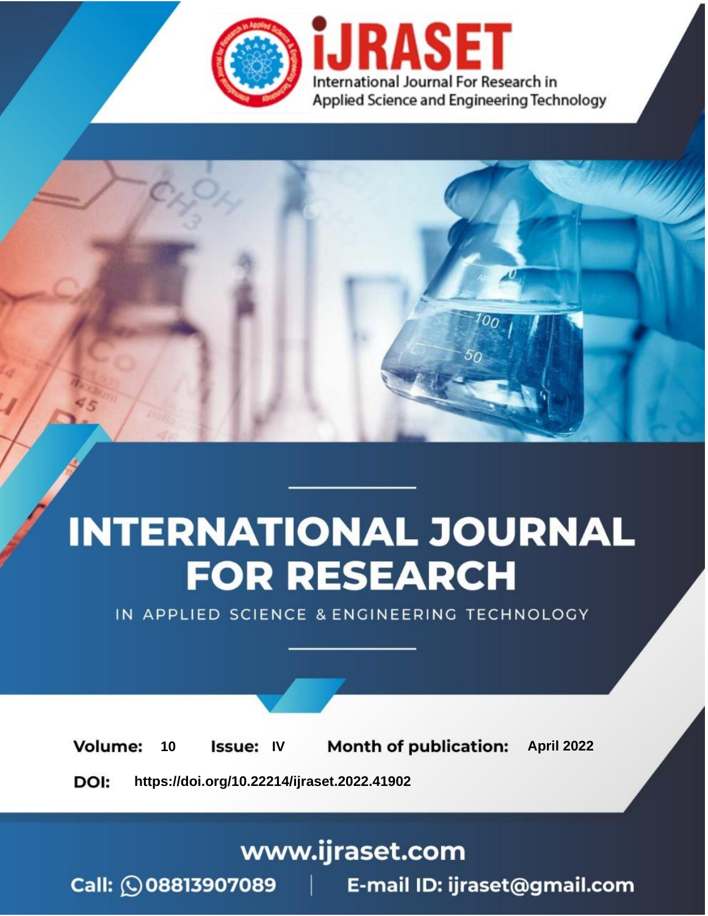iJRASET

International Journal For Research in Applied Science and Engineering Technology

# INTERNATIONAL JOURNAL FOR RESEARCH

IN APPLIED SCIENCE & ENGINEERING TECHNOLOGY

**Volume:** 10 **Issue:** IV **Month of publication:** April 2022

**DOI:** https://doi.org/10.22214/ijraset.2022.41902

www.ijraset.com

Call: 08813907089 | E-mail ID: ijraset@gmail.com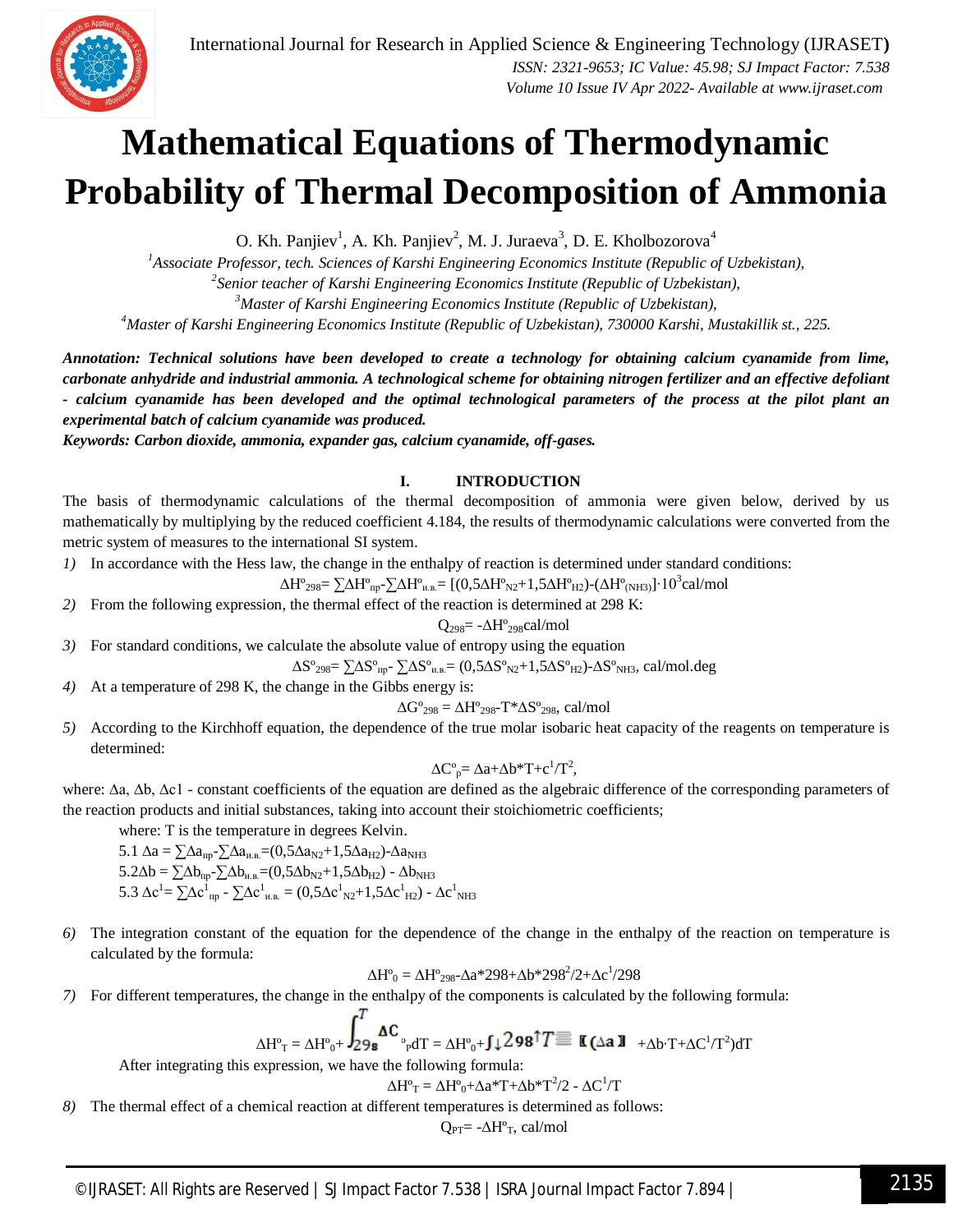# Mathematical Equations of Thermodynamic Probability of Thermal Decomposition of Ammonia

O. Kh. Panjiev[1], A. Kh. Panjiev[2], M. J. Juraeva[3], D. E. Kholbozorova[4]

[1]*Associate Professor, tech. Sciences of Karshi Engineering Economics Institute (Republic of Uzbekistan),*
[2]*Senior teacher of Karshi Engineering Economics Institute (Republic of Uzbekistan),*
[3]*Master of Karshi Engineering Economics Institute (Republic of Uzbekistan),*
[4]*Master of Karshi Engineering Economics Institute (Republic of Uzbekistan), 730000 Karshi, Mustakillik st., 225.*

***Annotation:** Technical solutions have been developed to create a technology for obtaining calcium cyanamide from lime, carbonate anhydride and industrial ammonia. A technological scheme for obtaining nitrogen fertilizer and an effective defoliant - calcium cyanamide has been developed and the optimal technological parameters of the process at the pilot plant an experimental batch of calcium cyanamide was produced.*

***Keywords:** Carbon dioxide, ammonia, expander gas, calcium cyanamide, off-gases.*

## I. INTRODUCTION

The basis of thermodynamic calculations of the thermal decomposition of ammonia were given below, derived by us mathematically by multiplying by the reduced coefficient 4.184, the results of thermodynamic calculations were converted from the metric system of measures to the international SI system.

1) In accordance with the Hess law, the change in the enthalpy of reaction is determined under standard conditions:

$$\Delta H^o_{298} = \sum \Delta H^o_{пр} - \sum \Delta H^o_{и.в.} = [(0{,}5\Delta H^o_{N2} + 1{,}5\Delta H^o_{H2}) - (\Delta H^o_{(NH3)}] \cdot 10^3 \text{cal/mol}$$

2) From the following expression, the thermal effect of the reaction is determined at 298 K:

$$Q_{298} = -\Delta H^o_{298} \text{cal/mol}$$

3) For standard conditions, we calculate the absolute value of entropy using the equation

$$\Delta S^o_{298} = \sum \Delta S^o_{пр} - \sum \Delta S^o_{и.в.} = (0{,}5\Delta S^o_{N2} + 1{,}5\Delta S^o_{H2}) - \Delta S^o_{NH3}, \text{ cal/mol.deg}$$

4) At a temperature of 298 K, the change in the Gibbs energy is:

$$\Delta G^o_{298} = \Delta H^o_{298} - T * \Delta S^o_{298}, \text{ cal/mol}$$

5) According to the Kirchhoff equation, the dependence of the true molar isobaric heat capacity of the reagents on temperature is determined:

$$\Delta C^o_p = \Delta a + \Delta b * T + c^1/T^2,$$

where: $\Delta a$, $\Delta b$, $\Delta c1$ - constant coefficients of the equation are defined as the algebraic difference of the corresponding parameters of the reaction products and initial substances, taking into account their stoichiometric coefficients;

where: T is the temperature in degrees Kelvin.

5.1 $\Delta a = \sum \Delta a_{пр} - \sum \Delta a_{и.в.} = (0{,}5\Delta a_{N2} + 1{,}5\Delta a_{H2}) - \Delta a_{NH3}$

5.2 $\Delta b = \sum \Delta b_{пр} - \sum \Delta b_{и.в.} = (0{,}5\Delta b_{N2} + 1{,}5\Delta b_{H2}) - \Delta b_{NH3}$

5.3 $\Delta c^1 = \sum \Delta c^1_{пр} - \sum \Delta c^1_{и.в.} = (0{,}5\Delta c^1_{N2} + 1{,}5\Delta c^1_{H2}) - \Delta c^1_{NH3}$

6) The integration constant of the equation for the dependence of the change in the enthalpy of the reaction on temperature is calculated by the formula:

$$\Delta H^o_0 = \Delta H^o_{298} - \Delta a * 298 + \Delta b * 298^2/2 + \Delta c^1/298$$

7) For different temperatures, the change in the enthalpy of the components is calculated by the following formula:

$$\Delta H^o_T = \Delta H^o_0 + \int_{298}^{T} \Delta C^o_p dT = \Delta H^o_0 + \int_{298}^{T} (\Delta a + \Delta b \cdot T + \Delta C^1/T^2) dT$$

After integrating this expression, we have the following formula:

$$\Delta H^o_T = \Delta H^o_0 + \Delta a * T + \Delta b * T^2/2 - \Delta C^1/T$$

8) The thermal effect of a chemical reaction at different temperatures is determined as follows:

$$Q_{PT} = -\Delta H^o_T, \text{ cal/mol}$$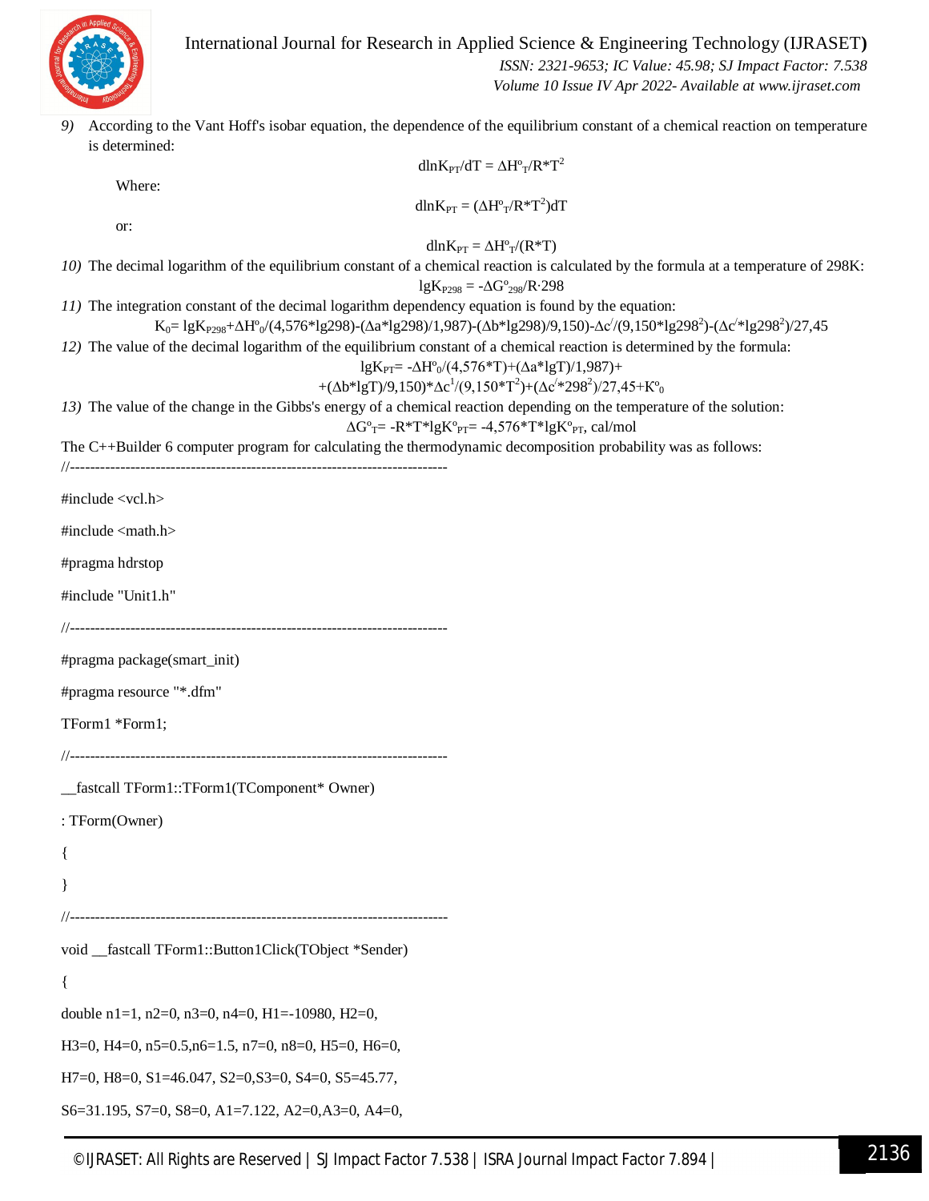9) According to the Vant Hoff's isobar equation, the dependence of the equilibrium constant of a chemical reaction on temperature is determined:

$$dlnK_{PT}/dT = \Delta H^o{}_T/R*T^2$$

Where:

$$dlnK_{PT} = (\Delta H^o{}_T/R*T^2)dT$$

or:

$$dlnK_{PT} = \Delta H^o{}_T/(R*T)$$

10) The decimal logarithm of the equilibrium constant of a chemical reaction is calculated by the formula at a temperature of 298K:

$$lgK_{P298} = -\Delta G^o{}_{298}/R\cdot 298$$

11) The integration constant of the decimal logarithm dependency equation is found by the equation:

$$K_0= lgK_{P298}+\Delta H^o{}_0/(4{,}576*lg298)-(\Delta a*lg298)/1{,}987)-(\Delta b*lg298)/9{,}150)-\Delta c^{/}/(9{,}150*lg298^2)-(\Delta c^{/}*lg298^2)/27{,}45$$

12) The value of the decimal logarithm of the equilibrium constant of a chemical reaction is determined by the formula:

$$lgK_{PT}= -\Delta H^o{}_0/(4{,}576*T)+(\Delta a*lgT)/1{,}987)+$$

$$+(\Delta b*lgT)/9{,}150)*\Delta c^1/(9{,}150*T^2)+(\Delta c^{/}*298^2)/27{,}45+K^o{}_0$$

13) The value of the change in the Gibbs's energy of a chemical reaction depending on the temperature of the solution:

$$\Delta G^o{}_T= -R*T*lgK^o{}_{PT}= -4{,}576*T*lgK^o{}_{PT},\ cal/mol$$

The C++Builder 6 computer program for calculating the thermodynamic decomposition probability was as follows:

```
//---------------------------------------------------------------------------
#include <vcl.h>
#include <math.h>
#pragma hdrstop
#include "Unit1.h"
//---------------------------------------------------------------------------
#pragma package(smart_init)
#pragma resource "*.dfm"
TForm1 *Form1;
//---------------------------------------------------------------------------
__fastcall TForm1::TForm1(TComponent* Owner)
: TForm(Owner)
{
}
//---------------------------------------------------------------------------
void __fastcall TForm1::Button1Click(TObject *Sender)
{
double n1=1, n2=0, n3=0, n4=0, H1=-10980, H2=0,
H3=0, H4=0, n5=0.5,n6=1.5, n7=0, n8=0, H5=0, H6=0,
H7=0, H8=0, S1=46.047, S2=0,S3=0, S4=0, S5=45.77,
S6=31.195, S7=0, S8=0, A1=7.122, A2=0,A3=0, A4=0,
```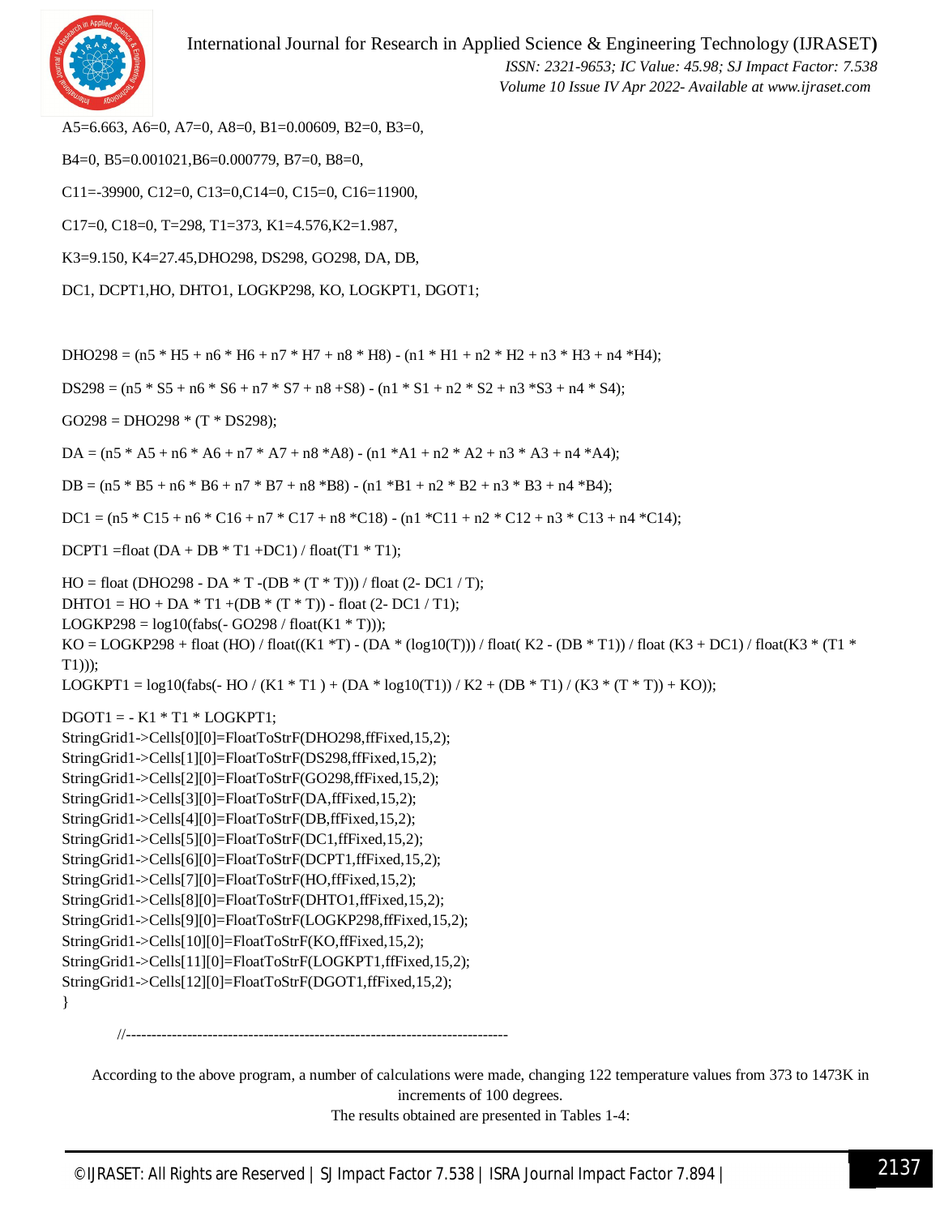```
A5=6.663, A6=0, A7=0, A8=0, B1=0.00609, B2=0, B3=0,

B4=0, B5=0.001021,B6=0.000779, B7=0, B8=0,

C11=-39900, C12=0, C13=0,C14=0, C15=0, C16=11900,

C17=0, C18=0, T=298, T1=373, K1=4.576,K2=1.987,

K3=9.150, K4=27.45,DHO298, DS298, GO298, DA, DB,

DC1, DCPT1,HO, DHTO1, LOGKP298, KO, LOGKPT1, DGOT1;


DHO298 = (n5 * H5 + n6 * H6 + n7 * H7 + n8 * H8) - (n1 * H1 + n2 * H2 + n3 * H3 + n4 *H4);

DS298 = (n5 * S5 + n6 * S6 + n7 * S7 + n8 +S8) - (n1 * S1 + n2 * S2 + n3 *S3 + n4 * S4);

GO298 = DHO298 * (T * DS298);

DA = (n5 * A5 + n6 * A6 + n7 * A7 + n8 *A8) - (n1 *A1 + n2 * A2 + n3 * A3 + n4 *A4);

DB = (n5 * B5 + n6 * B6 + n7 * B7 + n8 *B8) - (n1 *B1 + n2 * B2 + n3 * B3 + n4 *B4);

DC1 = (n5 * C15 + n6 * C16 + n7 * C17 + n8 *C18) - (n1 *C11 + n2 * C12 + n3 * C13 + n4 *C14);

DCPT1 =float (DA + DB * T1 +DC1) / float(T1 * T1);

HO = float (DHO298 - DA * T -(DB * (T * T))) / float (2- DC1 / T);
DHTO1 = HO + DA * T1 +(DB * (T * T)) - float (2- DC1 / T1);
LOGKP298 = log10(fabs(- GO298 / float(K1 * T)));
KO = LOGKP298 + float (HO) / float((K1 *T) - (DA * (log10(T))) / float( K2 - (DB * T1)) / float (K3 + DC1) / float(K3 * (T1 * T1)));
LOGKPT1 = log10(fabs(- HO / (K1 * T1 ) + (DA * log10(T1)) / K2 + (DB * T1) / (K3 * (T * T)) + KO));

DGOT1 = - K1 * T1 * LOGKPT1;
StringGrid1->Cells[0][0]=FloatToStrF(DHO298,ffFixed,15,2);
StringGrid1->Cells[1][0]=FloatToStrF(DS298,ffFixed,15,2);
StringGrid1->Cells[2][0]=FloatToStrF(GO298,ffFixed,15,2);
StringGrid1->Cells[3][0]=FloatToStrF(DA,ffFixed,15,2);
StringGrid1->Cells[4][0]=FloatToStrF(DB,ffFixed,15,2);
StringGrid1->Cells[5][0]=FloatToStrF(DC1,ffFixed,15,2);
StringGrid1->Cells[6][0]=FloatToStrF(DCPT1,ffFixed,15,2);
StringGrid1->Cells[7][0]=FloatToStrF(HO,ffFixed,15,2);
StringGrid1->Cells[8][0]=FloatToStrF(DHTO1,ffFixed,15,2);
StringGrid1->Cells[9][0]=FloatToStrF(LOGKP298,ffFixed,15,2);
StringGrid1->Cells[10][0]=FloatToStrF(KO,ffFixed,15,2);
StringGrid1->Cells[11][0]=FloatToStrF(LOGKPT1,ffFixed,15,2);
StringGrid1->Cells[12][0]=FloatToStrF(DGOT1,ffFixed,15,2);
}

    //---------------------------------------------------------------------------
```

According to the above program, a number of calculations were made, changing 122 temperature values from 373 to 1473K in increments of 100 degrees.

The results obtained are presented in Tables 1-4: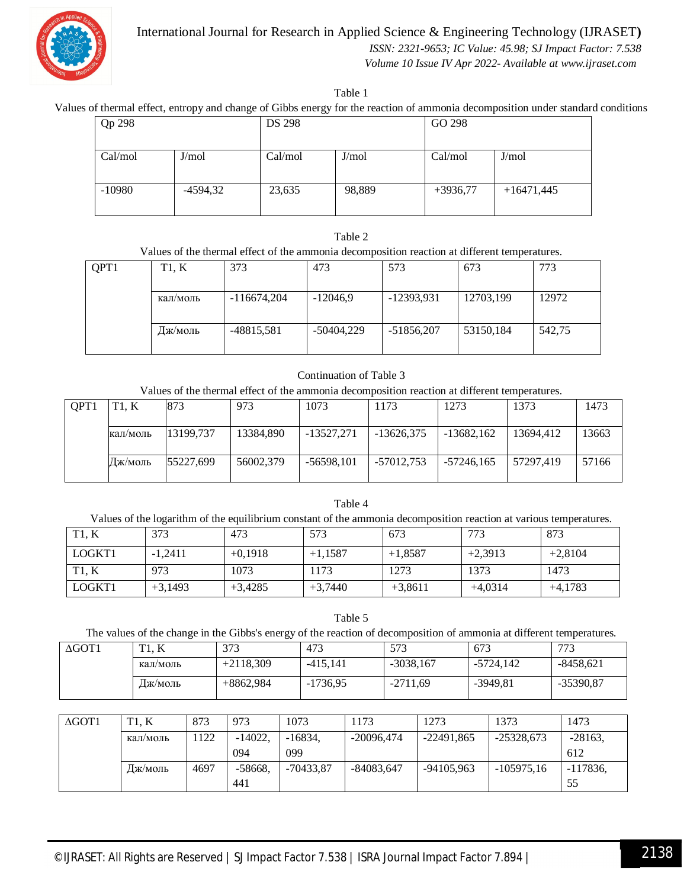Table 1

Values of thermal effect, entropy and change of Gibbs energy for the reaction of ammonia decomposition under standard conditions

| Qp 298 | | DS 298 | | GO 298 | |
|---|---|---|---|---|---|
| Cal/mol | J/mol | Cal/mol | J/mol | Cal/mol | J/mol |
| -10980 | -4594,32 | 23,635 | 98,889 | +3936,77 | +16471,445 |

Table 2

Values of the thermal effect of the ammonia decomposition reaction at different temperatures.

| QPT1 | T1, K | 373 | 473 | 573 | 673 | 773 |
|---|---|---|---|---|---|---|
| | кал/моль | -116674,204 | -12046,9 | -12393,931 | 12703,199 | 12972 |
| | Дж/моль | -48815,581 | -50404,229 | -51856,207 | 53150,184 | 542,75 |

Continuation of Table 3

Values of the thermal effect of the ammonia decomposition reaction at different temperatures.

| QPT1 | T1, K | 873 | 973 | 1073 | 1173 | 1273 | 1373 | 1473 |
|---|---|---|---|---|---|---|---|---|
| | кал/моль | 13199,737 | 13384,890 | -13527,271 | -13626,375 | -13682,162 | 13694,412 | 13663 |
| | Дж/моль | 55227,699 | 56002,379 | -56598,101 | -57012,753 | -57246,165 | 57297,419 | 57166 |

Table 4

Values of the logarithm of the equilibrium constant of the ammonia decomposition reaction at various temperatures.

| T1, K | 373 | 473 | 573 | 673 | 773 | 873 |
|---|---|---|---|---|---|---|
| LOGKT1 | -1,2411 | +0,1918 | +1,1587 | +1,8587 | +2,3913 | +2,8104 |
| T1, K | 973 | 1073 | 1173 | 1273 | 1373 | 1473 |
| LOGKT1 | +3,1493 | +3,4285 | +3,7440 | +3,8611 | +4,0314 | +4,1783 |

Table 5

The values of the change in the Gibbs's energy of the reaction of decomposition of ammonia at different temperatures.

| ΔGOT1 | T1, K | 373 | 473 | 573 | 673 | 773 |
|---|---|---|---|---|---|---|
| | кал/моль | +2118,309 | -415,141 | -3038,167 | -5724,142 | -8458,621 |
| | Дж/моль | +8862,984 | -1736,95 | -2711,69 | -3949,81 | -35390,87 |

| ΔGOT1 | T1, K | 873 | 973 | 1073 | 1173 | 1273 | 1373 | 1473 |
|---|---|---|---|---|---|---|---|---|
| | кал/моль | 1122 | -14022, 094 | -16834, 099 | -20096,474 | -22491,865 | -25328,673 | -28163, 612 |
| | Дж/моль | 4697 | -58668, 441 | -70433,87 | -84083,647 | -94105,963 | -105975,16 | -117836, 55 |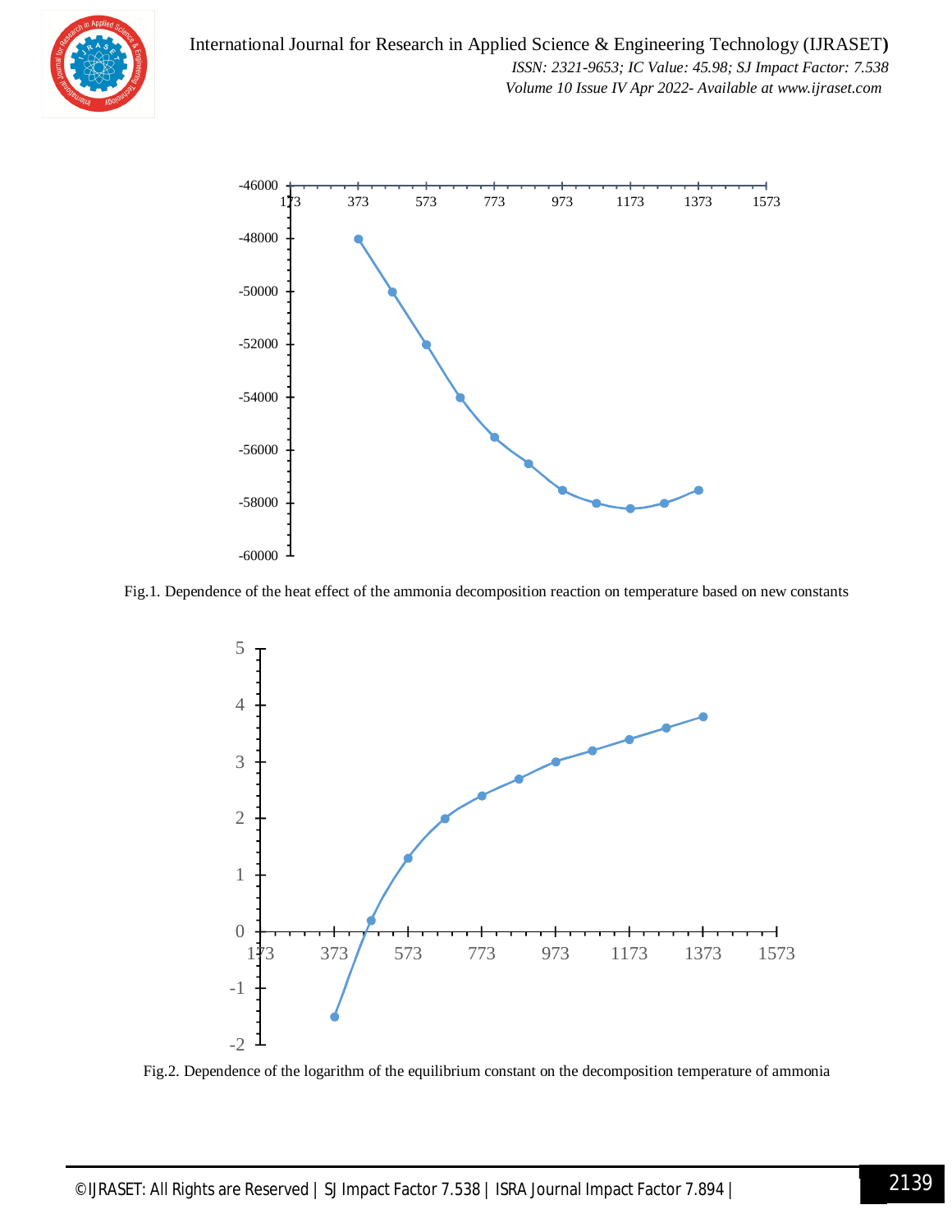Fig.1. Dependence of the heat effect of the ammonia decomposition reaction on temperature based on new constants

Fig.2. Dependence of the logarithm of the equilibrium constant on the decomposition temperature of ammonia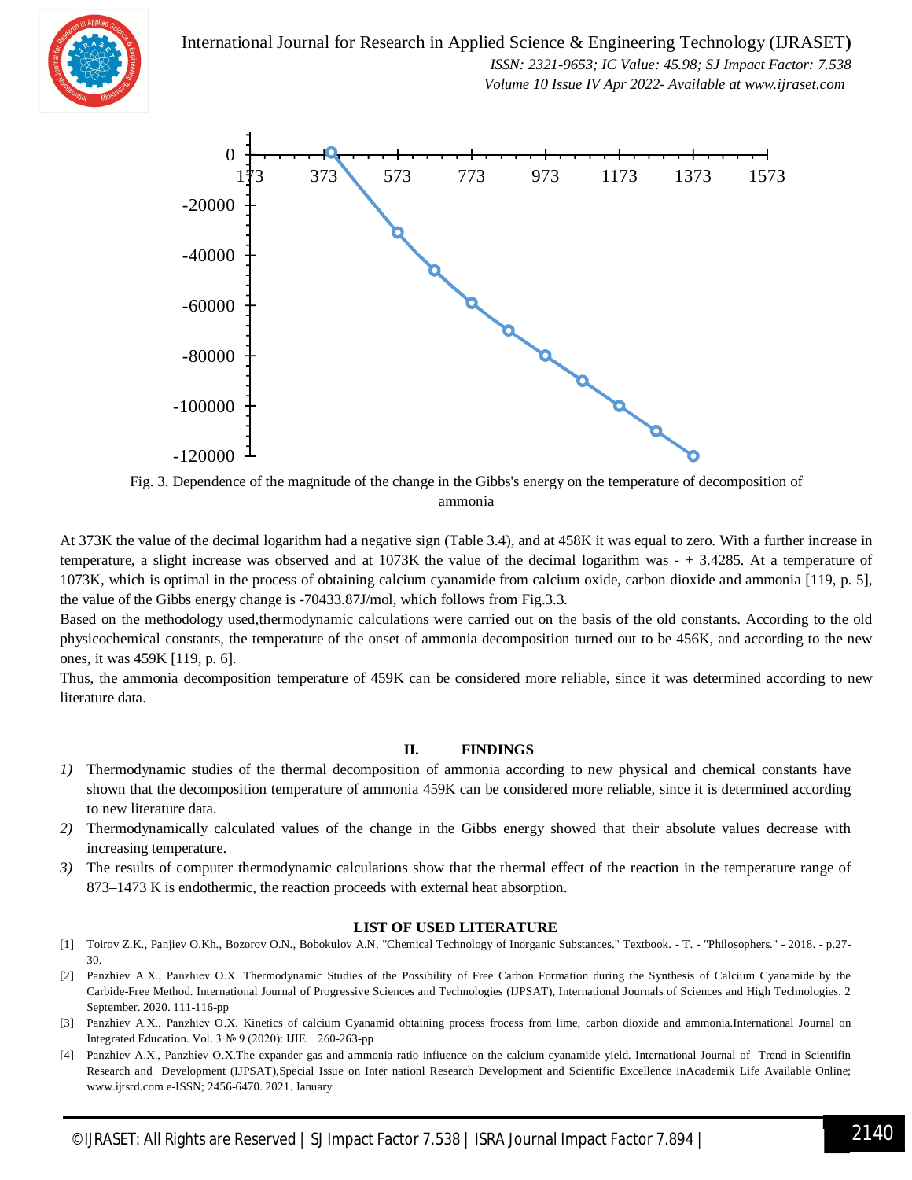Fig. 3. Dependence of the magnitude of the change in the Gibbs's energy on the temperature of decomposition of ammonia

At 373K the value of the decimal logarithm had a negative sign (Table 3.4), and at 458K it was equal to zero. With a further increase in temperature, a slight increase was observed and at 1073K the value of the decimal logarithm was - + 3.4285. At a temperature of 1073K, which is optimal in the process of obtaining calcium cyanamide from calcium oxide, carbon dioxide and ammonia [119, p. 5], the value of the Gibbs energy change is -70433.87J/mol, which follows from Fig.3.3.

Based on the methodology used,thermodynamic calculations were carried out on the basis of the old constants. According to the old physicochemical constants, the temperature of the onset of ammonia decomposition turned out to be 456K, and according to the new ones, it was 459K [119, p. 6].

Thus, the ammonia decomposition temperature of 459K can be considered more reliable, since it was determined according to new literature data.

## II. FINDINGS

1) Thermodynamic studies of the thermal decomposition of ammonia according to new physical and chemical constants have shown that the decomposition temperature of ammonia 459K can be considered more reliable, since it is determined according to new literature data.
2) Thermodynamically calculated values of the change in the Gibbs energy showed that their absolute values decrease with increasing temperature.
3) The results of computer thermodynamic calculations show that the thermal effect of the reaction in the temperature range of 873–1473 K is endothermic, the reaction proceeds with external heat absorption.

## LIST OF USED LITERATURE

[1] Toirov Z.K., Panjiev O.Kh., Bozorov O.N., Bobokulov A.N. "Chemical Technology of Inorganic Substances." Textbook. - T. - "Philosophers." - 2018. - p.27-30.

[2] Panzhiev A.X., Panzhiev O.X. Thermodynamic Studies of the Possibility of Free Carbon Formation during the Synthesis of Calcium Cyanamide by the Carbide-Free Method. International Journal of Progressive Sciences and Technologies (IJPSAT), International Journals of Sciences and High Technologies. 2 September. 2020. 111-116-pp

[3] Panzhiev A.X., Panzhiev O.X. Kinetics of calcium Cyanamid obtaining process frocess from lime, carbon dioxide and ammonia.International Journal on Integrated Education. Vol. 3 № 9 (2020): IJIE. 260-263-pp

[4] Panzhiev A.X., Panzhiev O.X.The expander gas and ammonia ratio infiuence on the calcium cyanamide yield. International Journal of Trend in Scientifin Research and Development (IJPSAT),Special Issue on Inter nationl Research Development and Scientific Excellence inAcademik Life Available Online; www.ijtsrd.com e-ISSN; 2456-6470. 2021. January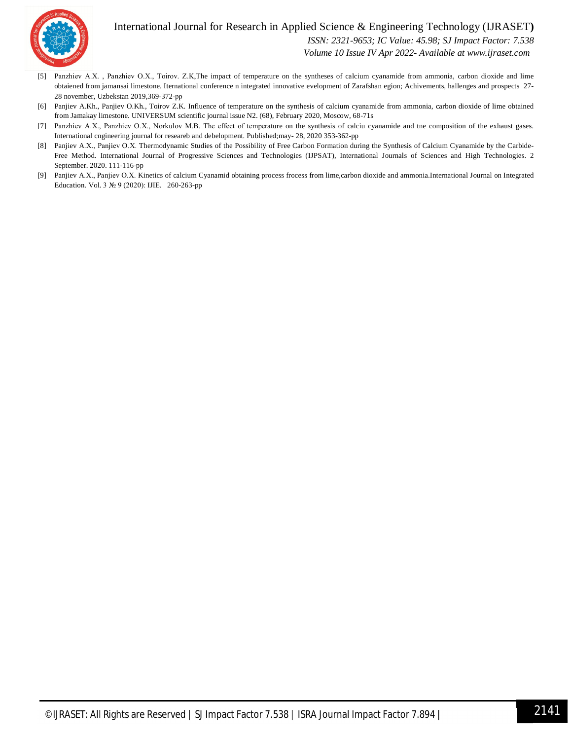[5] Panzhiev A.X. , Panzhiev O.X., Toirov. Z.K,The impact of temperature on the syntheses of calcium cyanamide from ammonia, carbon dioxide and lime obtaiened from jamansai limestone. Iternational conference n integrated innovative evelopment of Zarafshan egion; Achivements, hallenges and prospects 27-28 november, Uzbekstan 2019,369-372-pp

[6] Panjiev A.Kh., Panjiev O.Kh., Toirov Z.K. Influence of temperature on the synthesis of calcium cyanamide from ammonia, carbon dioxide of lime obtained from Jamakay limestone. UNIVERSUM scientific journal issue N2. (68), February 2020, Moscow, 68-71s

[7] Panzhiev A.X., Panzhiev O.X., Norkulov M.B. The effect of temperature on the synthesis of calciu cyanamide and tne composition of the exhaust gases. International cngineering journal for researeb and debelopment. Published;may- 28, 2020 353-362-pp

[8] Panjiev A.X., Panjiev O.X. Thermodynamic Studies of the Possibility of Free Carbon Formation during the Synthesis of Calcium Cyanamide by the Carbide-Free Method. International Journal of Progressive Sciences and Technologies (IJPSAT), International Journals of Sciences and High Technologies. 2 September. 2020. 111-116-pp

[9] Panjiev A.X., Panjiev O.X. Kinetics of calcium Cyanamid obtaining process frocess from lime,carbon dioxide and ammonia.International Journal on Integrated Education. Vol. 3 № 9 (2020): IJIE. 260-263-pp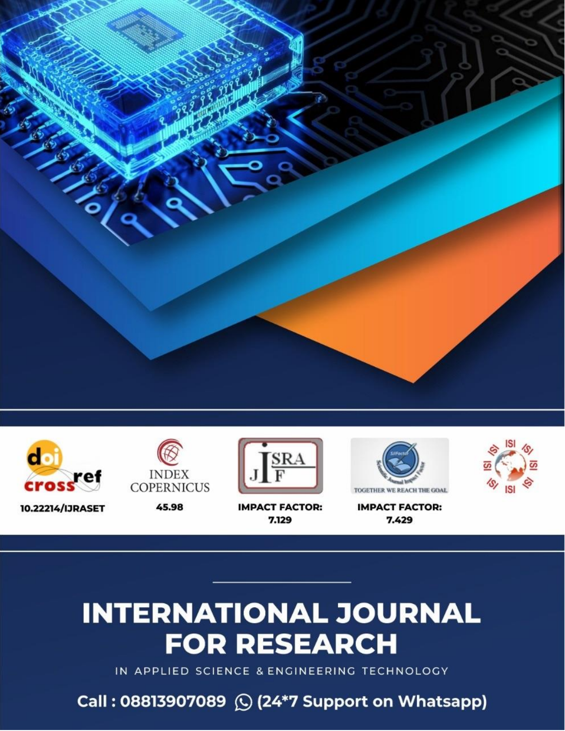10.22214/IJRASET

INDEX COPERNICUS

45.98

IMPACT FACTOR: 7.129

IMPACT FACTOR: 7.429

TOGETHER WE REACH THE GOAL

# INTERNATIONAL JOURNAL FOR RESEARCH

IN APPLIED SCIENCE & ENGINEERING TECHNOLOGY

Call : 08813907089 (24*7 Support on Whatsapp)